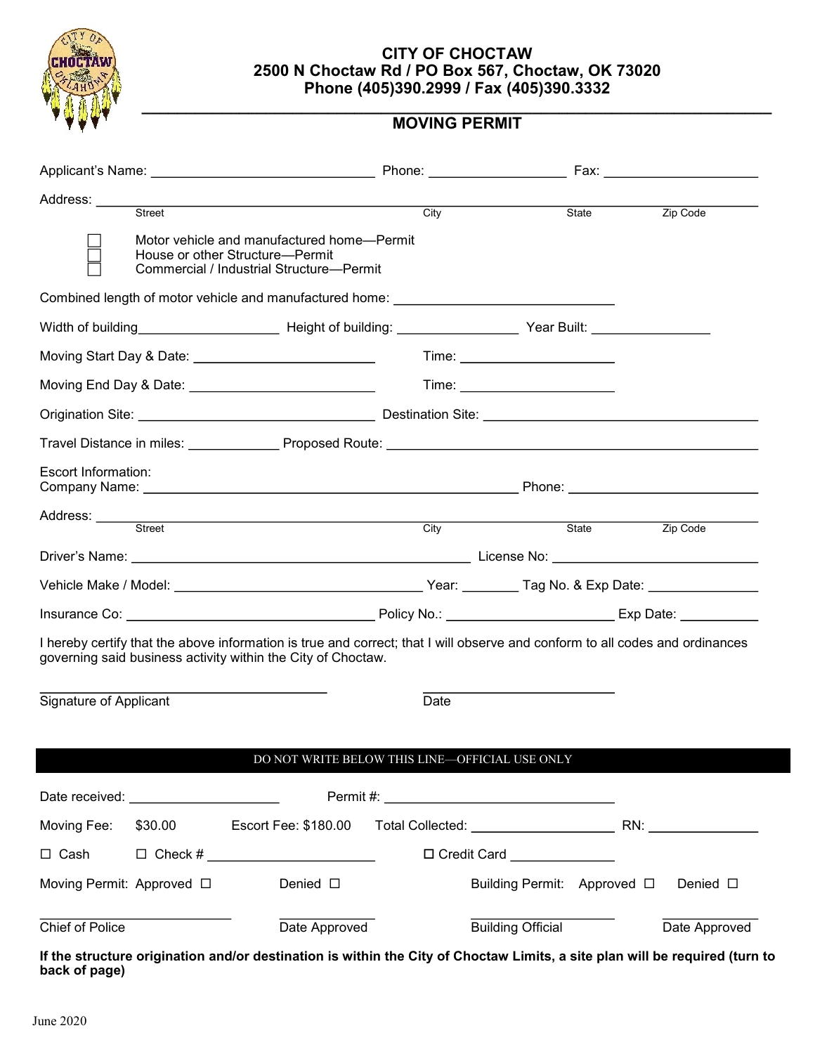# CITY OF CHOCTAW

**2500 N Choctaw Rd / PO Box 567, Choctaw, OK 73020**
**Phone (405)390.2999 / Fax (405)390.3332**

## MOVING PERMIT

Applicant's Name: ______________________ Phone: ______________ Fax: ________________

Address: ____________________________________________________________
Street City State Zip Code

- ☐ Motor vehicle and manufactured home—Permit
- ☐ House or other Structure—Permit
- ☐ Commercial / Industrial Structure—Permit

Combined length of motor vehicle and manufactured home: ______________________

Width of building______________ Height of building: ____________ Year Built: ____________

Moving Start Day & Date: __________________ Time: _______________

Moving End Day & Date: __________________ Time: _______________

Origination Site: ________________________ Destination Site: ___________________________

Travel Distance in miles: _________ Proposed Route: ____________________________________

Escort Information:
Company Name: ______________________________________ Phone: ___________________

Address: ____________________________________________________________
Street City State Zip Code

Driver's Name: ___________________________________ License No: ______________________

Vehicle Make / Model: _________________________ Year: ______ Tag No. & Exp Date: ___________

Insurance Co: _________________________ Policy No.: _________________ Exp Date: ________

I hereby certify that the above information is true and correct; that I will observe and conform to all codes and ordinances governing said business activity within the City of Choctaw.

______________________________ ____________________
Signature of Applicant Date

---

DO NOT WRITE BELOW THIS LINE—OFFICIAL USE ONLY

Date received: _______________ Permit #: _________________________

Moving Fee: $30.00 Escort Fee: $180.00 Total Collected: _______________ RN: ____________

☐ Cash ☐ Check # __________________ ☐ Credit Card ___________

Moving Permit: Approved ☐ Denied ☐ Building Permit: Approved ☐ Denied ☐

____________________ ______________ ____________________ ______________
Chief of Police Date Approved Building Official Date Approved

**If the structure origination and/or destination is within the City of Choctaw Limits, a site plan will be required (turn to back of page)**

June 2020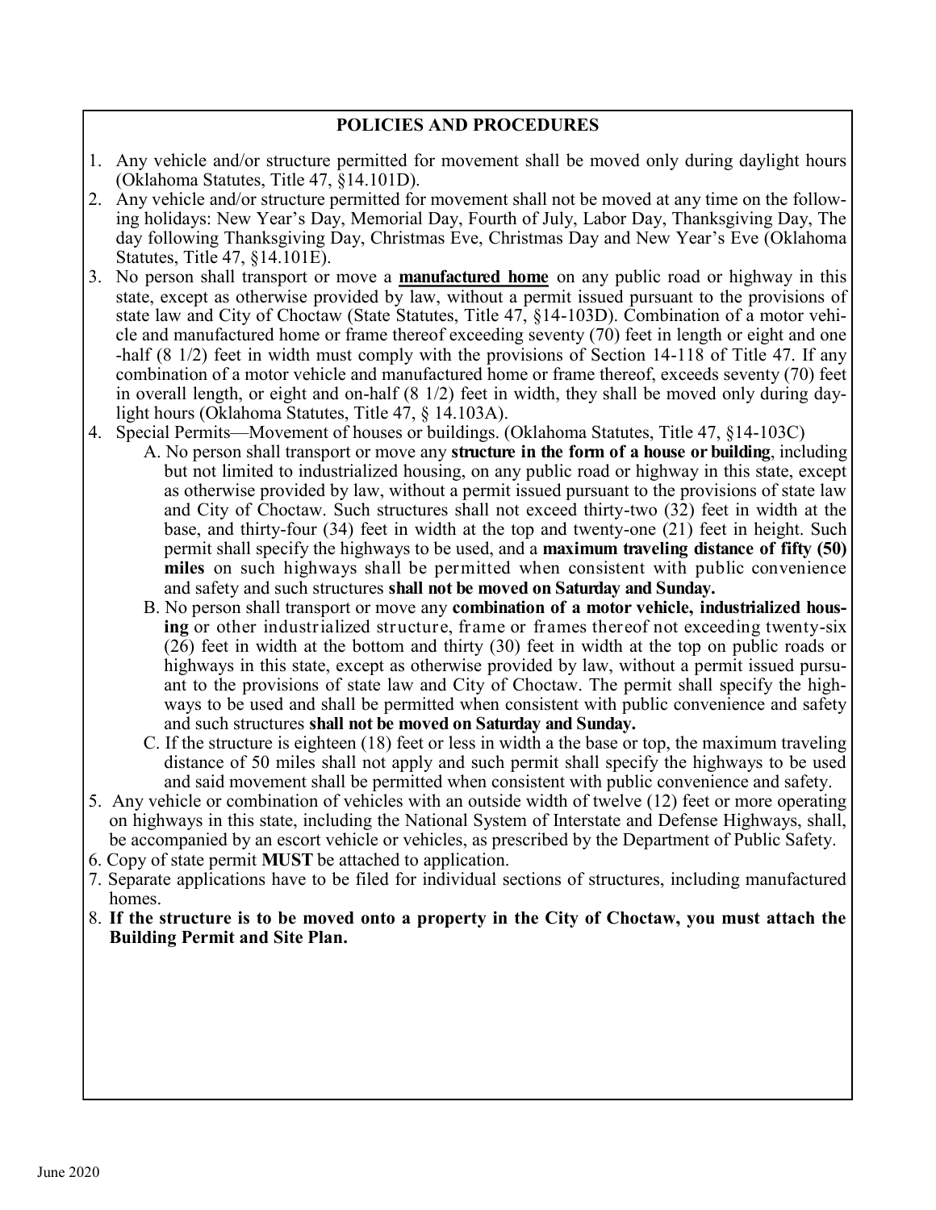## POLICIES AND PROCEDURES

1. Any vehicle and/or structure permitted for movement shall be moved only during daylight hours (Oklahoma Statutes, Title 47, §14.101D).
2. Any vehicle and/or structure permitted for movement shall not be moved at any time on the following holidays: New Year's Day, Memorial Day, Fourth of July, Labor Day, Thanksgiving Day, The day following Thanksgiving Day, Christmas Eve, Christmas Day and New Year's Eve (Oklahoma Statutes, Title 47, §14.101E).
3. No person shall transport or move a **manufactured home** on any public road or highway in this state, except as otherwise provided by law, without a permit issued pursuant to the provisions of state law and City of Choctaw (State Statutes, Title 47, §14-103D). Combination of a motor vehicle and manufactured home or frame thereof exceeding seventy (70) feet in length or eight and one-half (8 1/2) feet in width must comply with the provisions of Section 14-118 of Title 47. If any combination of a motor vehicle and manufactured home or frame thereof, exceeds seventy (70) feet in overall length, or eight and on-half (8 1/2) feet in width, they shall be moved only during daylight hours (Oklahoma Statutes, Title 47, § 14.103A).
4. Special Permits—Movement of houses or buildings. (Oklahoma Statutes, Title 47, §14-103C)
   - A. No person shall transport or move any **structure in the form of a house or building**, including but not limited to industrialized housing, on any public road or highway in this state, except as otherwise provided by law, without a permit issued pursuant to the provisions of state law and City of Choctaw. Such structures shall not exceed thirty-two (32) feet in width at the base, and thirty-four (34) feet in width at the top and twenty-one (21) feet in height. Such permit shall specify the highways to be used, and a **maximum traveling distance of fifty (50) miles** on such highways shall be permitted when consistent with public convenience and safety and such structures **shall not be moved on Saturday and Sunday.**
   - B. No person shall transport or move any **combination of a motor vehicle, industrialized housing** or other industrialized structure, frame or frames thereof not exceeding twenty-six (26) feet in width at the bottom and thirty (30) feet in width at the top on public roads or highways in this state, except as otherwise provided by law, without a permit issued pursuant to the provisions of state law and City of Choctaw. The permit shall specify the highways to be used and shall be permitted when consistent with public convenience and safety and such structures **shall not be moved on Saturday and Sunday.**
   - C. If the structure is eighteen (18) feet or less in width a the base or top, the maximum traveling distance of 50 miles shall not apply and such permit shall specify the highways to be used and said movement shall be permitted when consistent with public convenience and safety.
5. Any vehicle or combination of vehicles with an outside width of twelve (12) feet or more operating on highways in this state, including the National System of Interstate and Defense Highways, shall, be accompanied by an escort vehicle or vehicles, as prescribed by the Department of Public Safety.
6. Copy of state permit **MUST** be attached to application.
7. Separate applications have to be filed for individual sections of structures, including manufactured homes.
8. **If the structure is to be moved onto a property in the City of Choctaw, you must attach the Building Permit and Site Plan.**

June 2020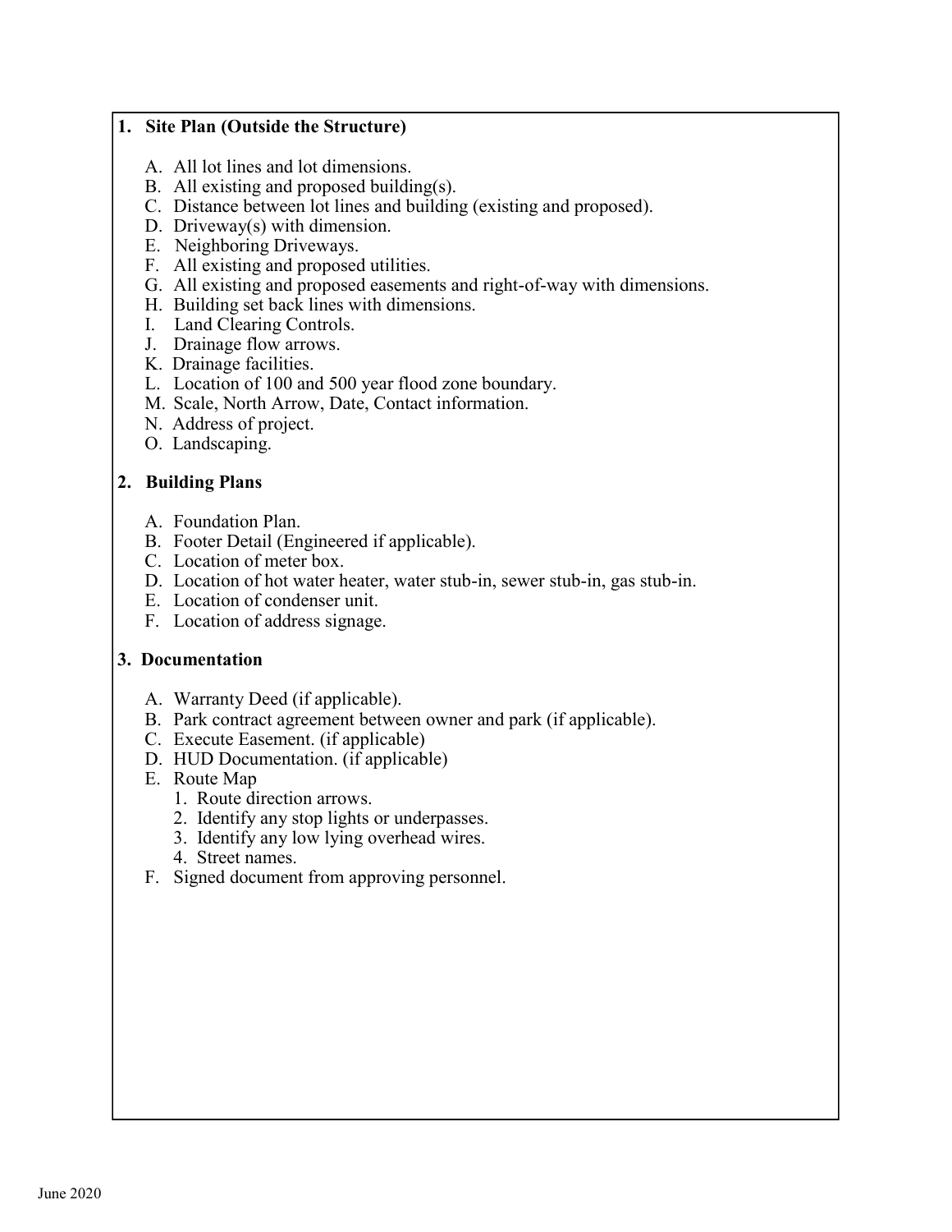## 1. Site Plan (Outside the Structure)

A. All lot lines and lot dimensions.
B. All existing and proposed building(s).
C. Distance between lot lines and building (existing and proposed).
D. Driveway(s) with dimension.
E. Neighboring Driveways.
F. All existing and proposed utilities.
G. All existing and proposed easements and right-of-way with dimensions.
H. Building set back lines with dimensions.
I. Land Clearing Controls.
J. Drainage flow arrows.
K. Drainage facilities.
L. Location of 100 and 500 year flood zone boundary.
M. Scale, North Arrow, Date, Contact information.
N. Address of project.
O. Landscaping.

## 2. Building Plans

A. Foundation Plan.
B. Footer Detail (Engineered if applicable).
C. Location of meter box.
D. Location of hot water heater, water stub-in, sewer stub-in, gas stub-in.
E. Location of condenser unit.
F. Location of address signage.

## 3. Documentation

A. Warranty Deed (if applicable).
B. Park contract agreement between owner and park (if applicable).
C. Execute Easement. (if applicable)
D. HUD Documentation. (if applicable)
E. Route Map
   1. Route direction arrows.
   2. Identify any stop lights or underpasses.
   3. Identify any low lying overhead wires.
   4. Street names.
F. Signed document from approving personnel.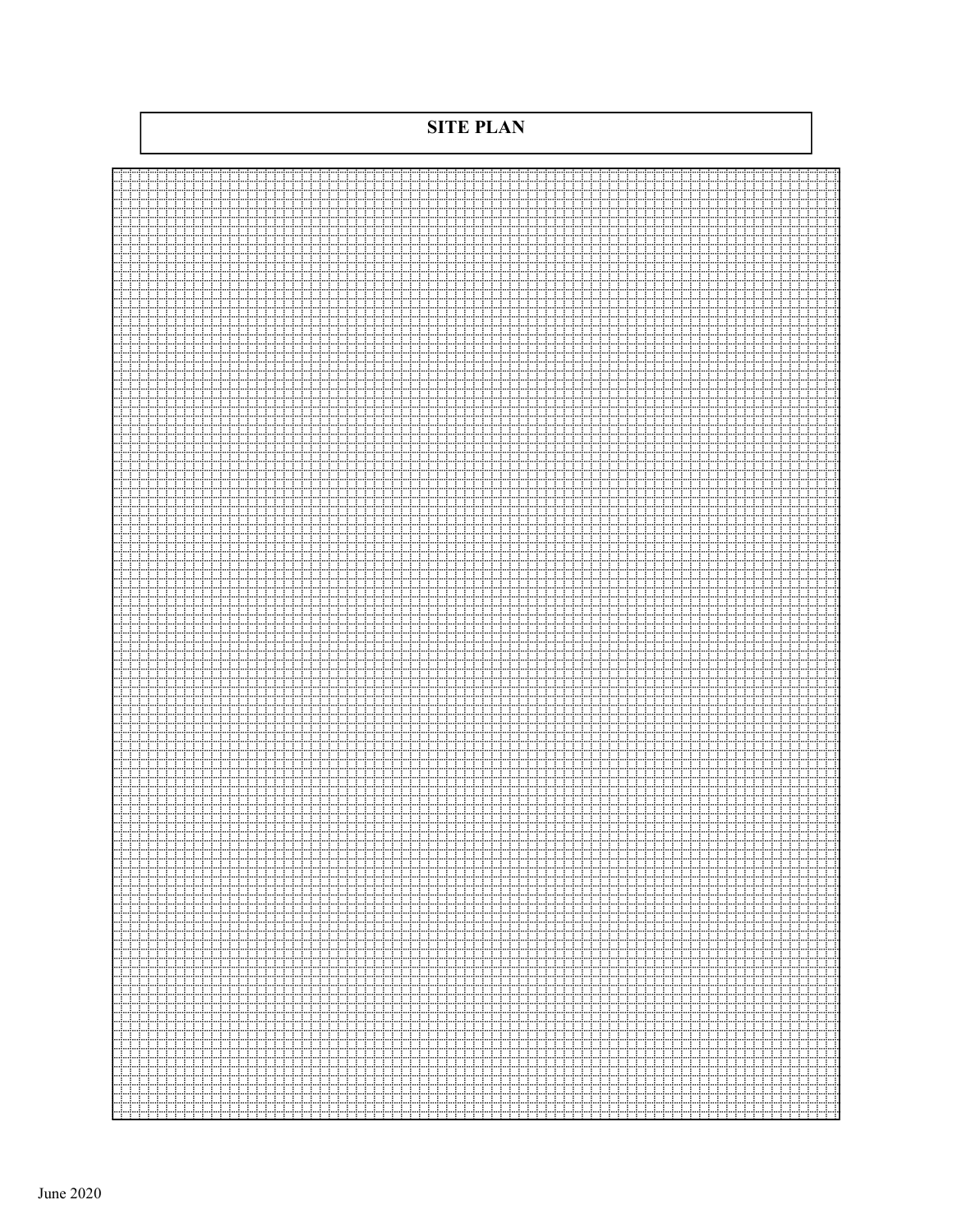# SITE PLAN